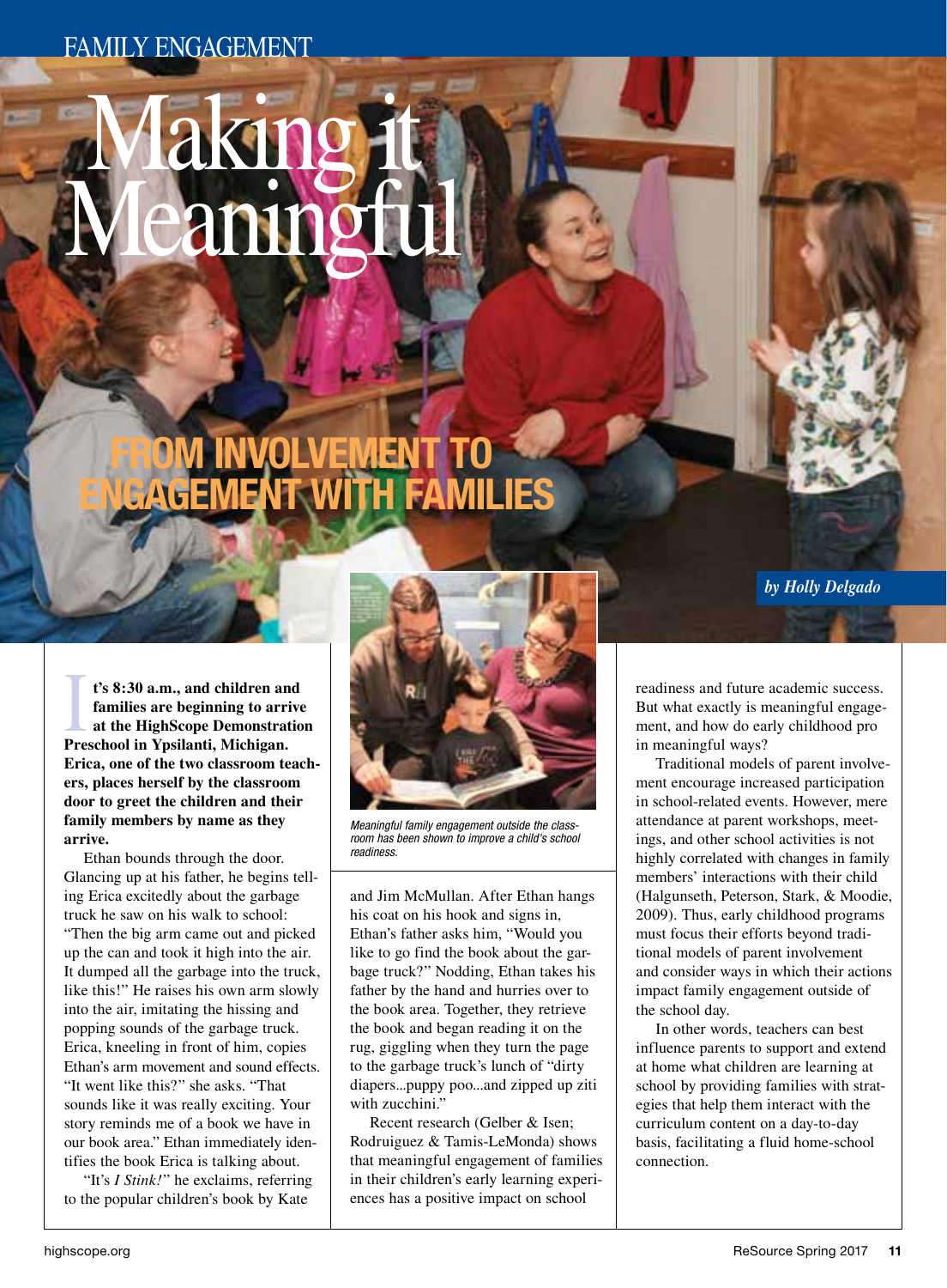FAMILY ENGAGEMENT

# Making it Meaningful

## FROM INVOLVEMENT TO ENGAGEMENT WITH FAMILIES

*by Holly Delgado*

**It's 8:30 a.m., and children and families are beginning to arrive at the HighScope Demonstration Preschool in Ypsilanti, Michigan. Erica, one of the two classroom teachers, places herself by the classroom door to greet the children and their family members by name as they arrive.**

Ethan bounds through the door. Glancing up at his father, he begins telling Erica excitedly about the garbage truck he saw on his walk to school: "Then the big arm came out and picked up the can and took it high into the air. It dumped all the garbage into the truck, like this!" He raises his own arm slowly into the air, imitating the hissing and popping sounds of the garbage truck. Erica, kneeling in front of him, copies Ethan's arm movement and sound effects. "It went like this?" she asks. "That sounds like it was really exciting. Your story reminds me of a book we have in our book area." Ethan immediately identifies the book Erica is talking about.

"It's *I Stink!*" he exclaims, referring to the popular children's book by Kate and Jim McMullan. After Ethan hangs his coat on his hook and signs in, Ethan's father asks him, "Would you like to go find the book about the garbage truck?" Nodding, Ethan takes his father by the hand and hurries over to the book area. Together, they retrieve the book and began reading it on the rug, giggling when they turn the page to the garbage truck's lunch of "dirty diapers...puppy poo...and zipped up ziti with zucchini."

*Meaningful family engagement outside the classroom has been shown to improve a child's school readiness.*

Recent research (Gelber & Isen; Rodruiguez & Tamis-LeMonda) shows that meaningful engagement of families in their children's early learning experiences has a positive impact on school readiness and future academic success. But what exactly is meaningful engagement, and how do early childhood pro in meaningful ways?

Traditional models of parent involvement encourage increased participation in school-related events. However, mere attendance at parent workshops, meetings, and other school activities is not highly correlated with changes in family members' interactions with their child (Halgunseth, Peterson, Stark, & Moodie, 2009). Thus, early childhood programs must focus their efforts beyond traditional models of parent involvement and consider ways in which their actions impact family engagement outside of the school day.

In other words, teachers can best influence parents to support and extend at home what children are learning at school by providing families with strategies that help them interact with the curriculum content on a day-to-day basis, facilitating a fluid home-school connection.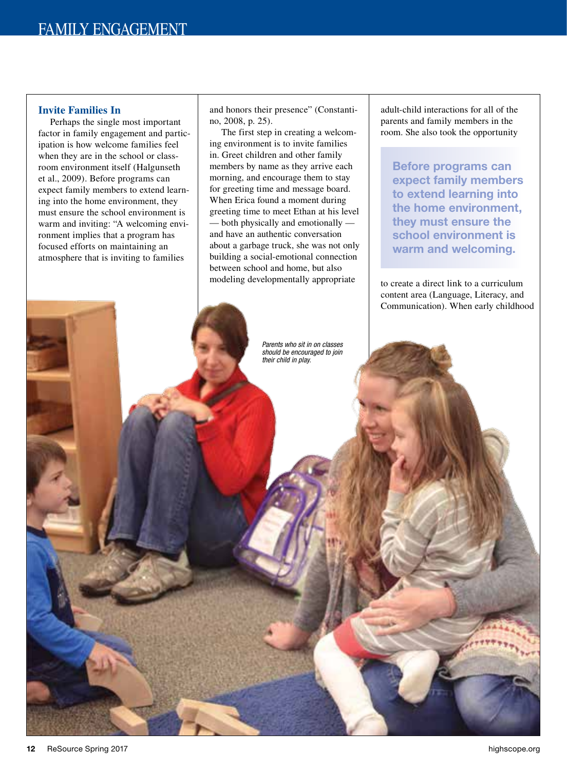## Invite Families In

Perhaps the single most important factor in family engagement and participation is how welcome families feel when they are in the school or classroom environment itself (Halgunseth et al., 2009). Before programs can expect family members to extend learning into the home environment, they must ensure the school environment is warm and inviting: "A welcoming environment implies that a program has focused efforts on maintaining an atmosphere that is inviting to families and honors their presence" (Constantino, 2008, p. 25).

The first step in creating a welcoming environment is to invite families in. Greet children and other family members by name as they arrive each morning, and encourage them to stay for greeting time and message board. When Erica found a moment during greeting time to meet Ethan at his level — both physically and emotionally — and have an authentic conversation about a garbage truck, she was not only building a social-emotional connection between school and home, but also modeling developmentally appropriate adult-child interactions for all of the parents and family members in the room. She also took the opportunity to create a direct link to a curriculum content area (Language, Literacy, and Communication). When early childhood

**Before programs can expect family members to extend learning into the home environment, they must ensure the school environment is warm and welcoming.**

*Parents who sit in on classes should be encouraged to join their child in play.*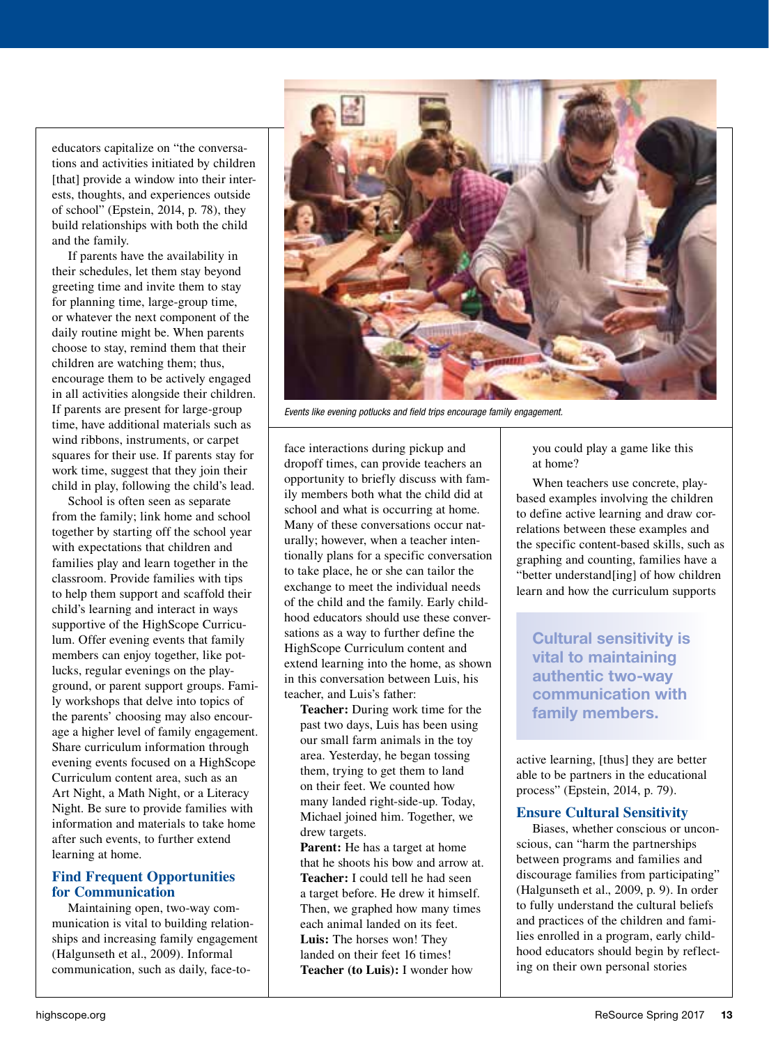educators capitalize on "the conversations and activities initiated by children [that] provide a window into their interests, thoughts, and experiences outside of school" (Epstein, 2014, p. 78), they build relationships with both the child and the family.

If parents have the availability in their schedules, let them stay beyond greeting time and invite them to stay for planning time, large-group time, or whatever the next component of the daily routine might be. When parents choose to stay, remind them that their children are watching them; thus, encourage them to be actively engaged in all activities alongside their children. If parents are present for large-group time, have additional materials such as wind ribbons, instruments, or carpet squares for their use. If parents stay for work time, suggest that they join their child in play, following the child's lead.

School is often seen as separate from the family; link home and school together by starting off the school year with expectations that children and families play and learn together in the classroom. Provide families with tips to help them support and scaffold their child's learning and interact in ways supportive of the HighScope Curriculum. Offer evening events that family members can enjoy together, like potlucks, regular evenings on the playground, or parent support groups. Family workshops that delve into topics of the parents' choosing may also encourage a higher level of family engagement. Share curriculum information through evening events focused on a HighScope Curriculum content area, such as an Art Night, a Math Night, or a Literacy Night. Be sure to provide families with information and materials to take home after such events, to further extend learning at home.

*Events like evening potlucks and field trips encourage family engagement.*

## Find Frequent Opportunities for Communication

Maintaining open, two-way communication is vital to building relationships and increasing family engagement (Halgunseth et al., 2009). Informal communication, such as daily, face-to-face interactions during pickup and dropoff times, can provide teachers an opportunity to briefly discuss with family members both what the child did at school and what is occurring at home. Many of these conversations occur naturally; however, when a teacher intentionally plans for a specific conversation to take place, he or she can tailor the exchange to meet the individual needs of the child and the family. Early childhood educators should use these conversations as a way to further define the HighScope Curriculum content and extend learning into the home, as shown in this conversation between Luis, his teacher, and Luis's father:

**Teacher:** During work time for the past two days, Luis has been using our small farm animals in the toy area. Yesterday, he began tossing them, trying to get them to land on their feet. We counted how many landed right-side-up. Today, Michael joined him. Together, we drew targets.

**Parent:** He has a target at home that he shoots his bow and arrow at.

**Teacher:** I could tell he had seen a target before. He drew it himself. Then, we graphed how many times each animal landed on its feet.

**Luis:** The horses won! They landed on their feet 16 times!

**Teacher (to Luis):** I wonder how you could play a game like this at home?

When teachers use concrete, play-based examples involving the children to define active learning and draw correlations between these examples and the specific content-based skills, such as graphing and counting, families have a "better understand[ing] of how children learn and how the curriculum supports active learning, [thus] they are better able to be partners in the educational process" (Epstein, 2014, p. 79).

> **Cultural sensitivity is vital to maintaining authentic two-way communication with family members.**

## Ensure Cultural Sensitivity

Biases, whether conscious or unconscious, can "harm the partnerships between programs and families and discourage families from participating" (Halgunseth et al., 2009, p. 9). In order to fully understand the cultural beliefs and practices of the children and families enrolled in a program, early childhood educators should begin by reflecting on their own personal stories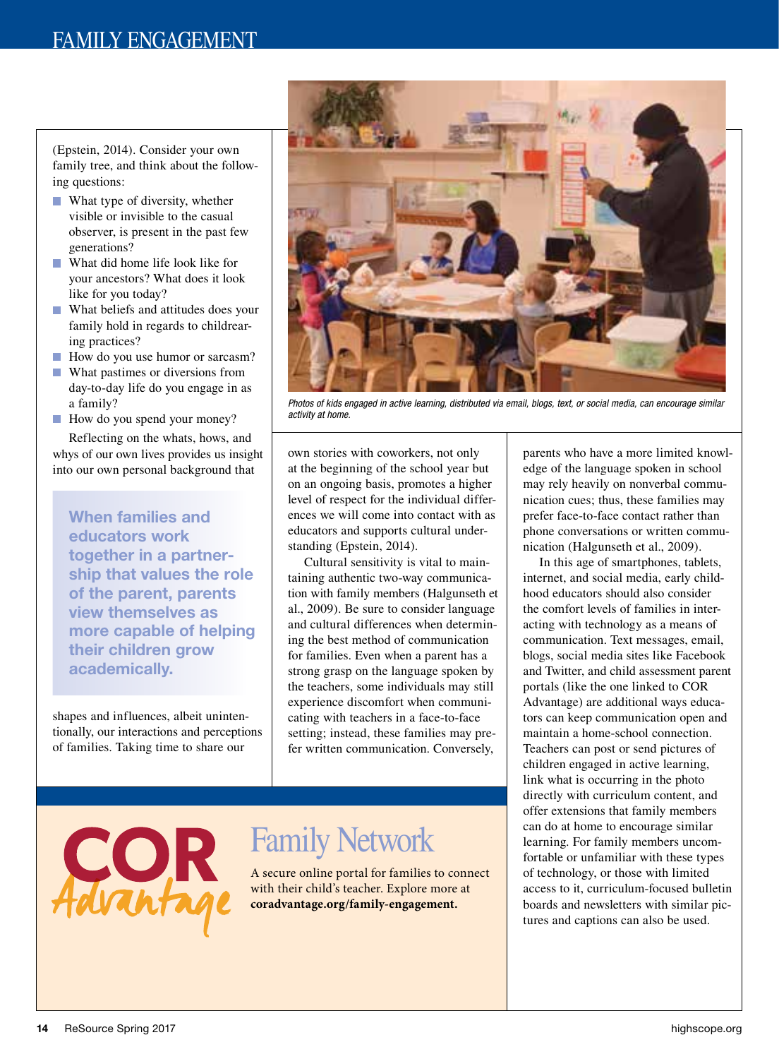(Epstein, 2014). Consider your own family tree, and think about the following questions:

- What type of diversity, whether visible or invisible to the casual observer, is present in the past few generations?
- What did home life look like for your ancestors? What does it look like for you today?
- What beliefs and attitudes does your family hold in regards to childrearing practices?
- How do you use humor or sarcasm?
- What pastimes or diversions from day-to-day life do you engage in as a family?
- How do you spend your money?

Reflecting on the whats, hows, and whys of our own lives provides us insight into our own personal background that shapes and influences, albeit unintentionally, our interactions and perceptions of families. Taking time to share our own stories with coworkers, not only at the beginning of the school year but on an ongoing basis, promotes a higher level of respect for the individual differences we will come into contact with as educators and supports cultural understanding (Epstein, 2014).

> **When families and educators work together in a partnership that values the role of the parent, parents view themselves as more capable of helping their children grow academically.**

Cultural sensitivity is vital to maintaining authentic two-way communication with family members (Halgunseth et al., 2009). Be sure to consider language and cultural differences when determining the best method of communication for families. Even when a parent has a strong grasp on the language spoken by the teachers, some individuals may still experience discomfort when communicating with teachers in a face-to-face setting; instead, these families may prefer written communication. Conversely, parents who have a more limited knowledge of the language spoken in school may rely heavily on nonverbal communication cues; thus, these families may prefer face-to-face contact rather than phone conversations or written communication (Halgunseth et al., 2009).

In this age of smartphones, tablets, internet, and social media, early childhood educators should also consider the comfort levels of families in interacting with technology as a means of communication. Text messages, email, blogs, social media sites like Facebook and Twitter, and child assessment parent portals (like the one linked to COR Advantage) are additional ways educators can keep communication open and maintain a home-school connection. Teachers can post or send pictures of children engaged in active learning, link what is occurring in the photo directly with curriculum content, and offer extensions that family members can do at home to encourage similar learning. For family members uncomfortable or unfamiliar with these types of technology, or those with limited access to it, curriculum-focused bulletin boards and newsletters with similar pictures and captions can also be used.

*Photos of kids engaged in active learning, distributed via email, blogs, text, or social media, can encourage similar activity at home.*

---

**COR Advantage**

## Family Network

A secure online portal for families to connect with their child's teacher. Explore more at **coradvantage.org/family-engagement.**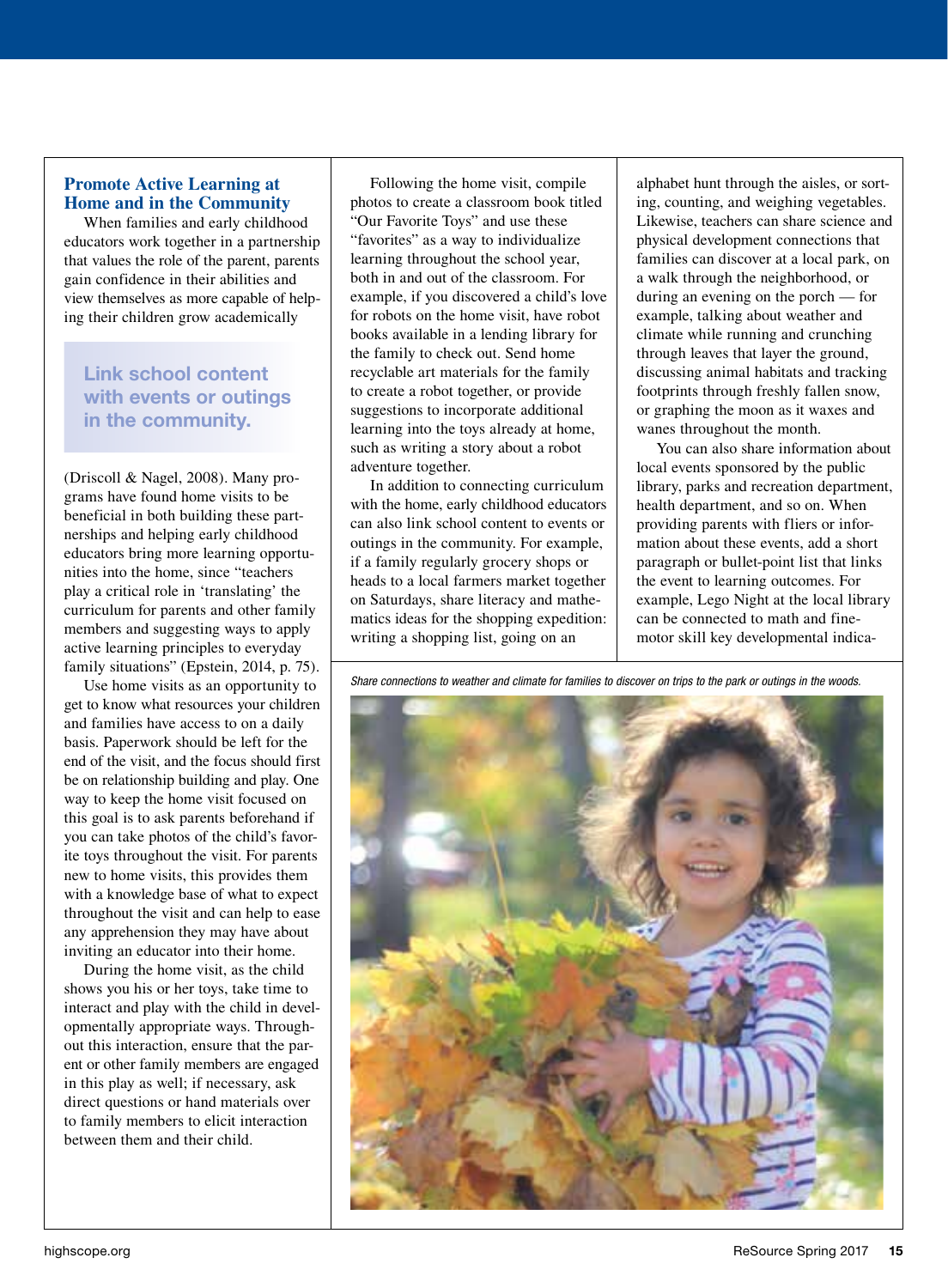## Promote Active Learning at Home and in the Community

When families and early childhood educators work together in a partnership that values the role of the parent, parents gain confidence in their abilities and view themselves as more capable of helping their children grow academically (Driscoll & Nagel, 2008). Many programs have found home visits to be beneficial in both building these partnerships and helping early childhood educators bring more learning opportunities into the home, since "teachers play a critical role in 'translating' the curriculum for parents and other family members and suggesting ways to apply active learning principles to everyday family situations" (Epstein, 2014, p. 75).

> **Link school content with events or outings in the community.**

Use home visits as an opportunity to get to know what resources your children and families have access to on a daily basis. Paperwork should be left for the end of the visit, and the focus should first be on relationship building and play. One way to keep the home visit focused on this goal is to ask parents beforehand if you can take photos of the child's favorite toys throughout the visit. For parents new to home visits, this provides them with a knowledge base of what to expect throughout the visit and can help to ease any apprehension they may have about inviting an educator into their home.

During the home visit, as the child shows you his or her toys, take time to interact and play with the child in developmentally appropriate ways. Throughout this interaction, ensure that the parent or other family members are engaged in this play as well; if necessary, ask direct questions or hand materials over to family members to elicit interaction between them and their child.

Following the home visit, compile photos to create a classroom book titled "Our Favorite Toys" and use these "favorites" as a way to individualize learning throughout the school year, both in and out of the classroom. For example, if you discovered a child's love for robots on the home visit, have robot books available in a lending library for the family to check out. Send home recyclable art materials for the family to create a robot together, or provide suggestions to incorporate additional learning into the toys already at home, such as writing a story about a robot adventure together.

In addition to connecting curriculum with the home, early childhood educators can also link school content to events or outings in the community. For example, if a family regularly grocery shops or heads to a local farmers market together on Saturdays, share literacy and mathematics ideas for the shopping expedition: writing a shopping list, going on an alphabet hunt through the aisles, or sorting, counting, and weighing vegetables. Likewise, teachers can share science and physical development connections that families can discover at a local park, on a walk through the neighborhood, or during an evening on the porch — for example, talking about weather and climate while running and crunching through leaves that layer the ground, discussing animal habitats and tracking footprints through freshly fallen snow, or graphing the moon as it waxes and wanes throughout the month.

You can also share information about local events sponsored by the public library, parks and recreation department, health department, and so on. When providing parents with fliers or information about these events, add a short paragraph or bullet-point list that links the event to learning outcomes. For example, Lego Night at the local library can be connected to math and fine-motor skill key developmental indica-

*Share connections to weather and climate for families to discover on trips to the park or outings in the woods.*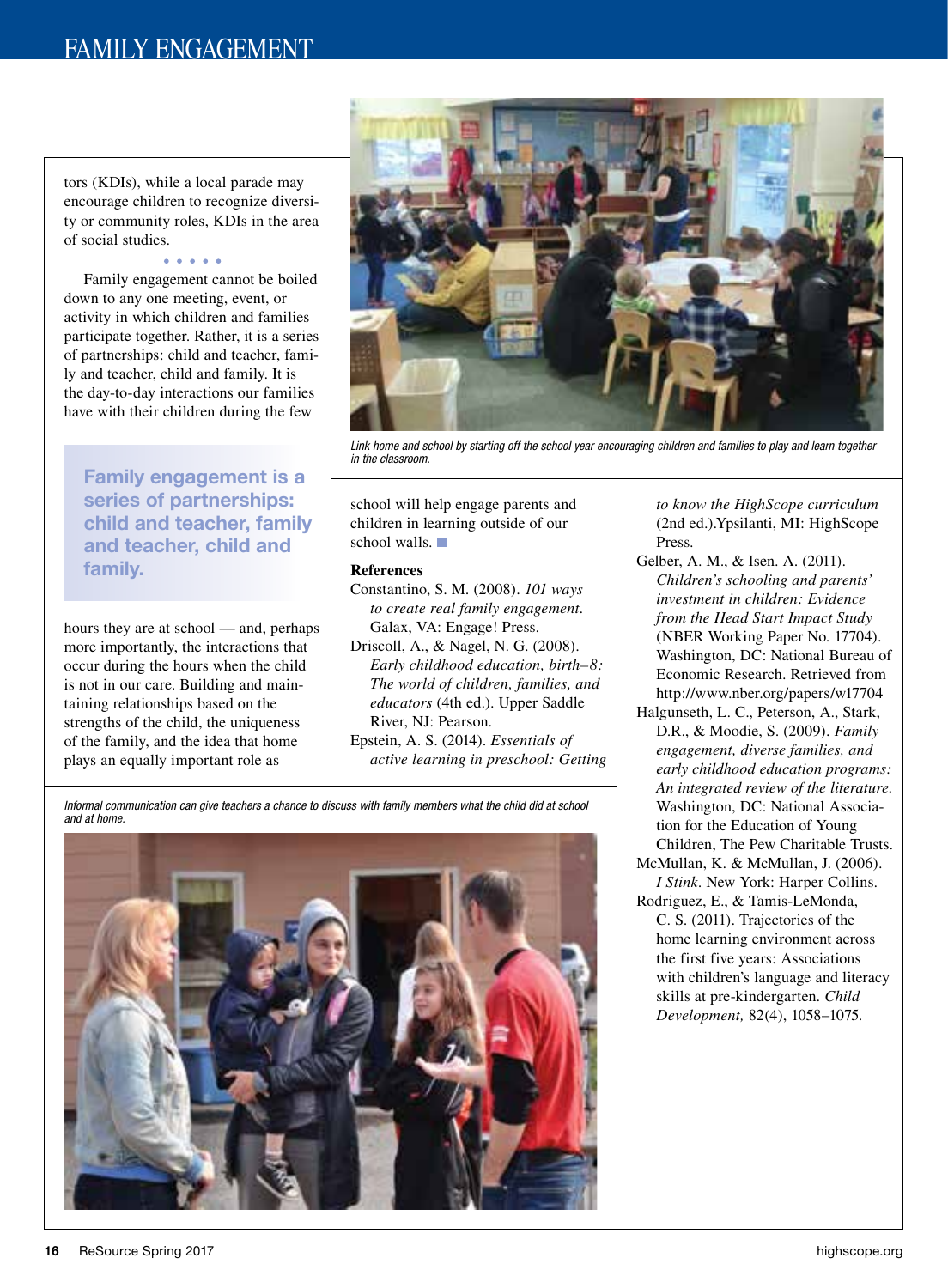tors (KDIs), while a local parade may encourage children to recognize diversity or community roles, KDIs in the area of social studies.

• • • • •

Family engagement cannot be boiled down to any one meeting, event, or activity in which children and families participate together. Rather, it is a series of partnerships: child and teacher, family and teacher, child and family. It is the day-to-day interactions our families have with their children during the few hours they are at school — and, perhaps more importantly, the interactions that occur during the hours when the child is not in our care. Building and maintaining relationships based on the strengths of the child, the uniqueness of the family, and the idea that home plays an equally important role as school will help engage parents and children in learning outside of our school walls.

**Family engagement is a series of partnerships: child and teacher, family and teacher, child and family.**

*Link home and school by starting off the school year encouraging children and families to play and learn together in the classroom.*

*Informal communication can give teachers a chance to discuss with family members what the child did at school and at home.*

**References**

Constantino, S. M. (2008). *101 ways to create real family engagement*. Galax, VA: Engage! Press.

Driscoll, A., & Nagel, N. G. (2008). *Early childhood education, birth–8: The world of children, families, and educators* (4th ed.). Upper Saddle River, NJ: Pearson.

Epstein, A. S. (2014). *Essentials of active learning in preschool: Getting to know the HighScope curriculum* (2nd ed.).Ypsilanti, MI: HighScope Press.

Gelber, A. M., & Isen. A. (2011). *Children's schooling and parents' investment in children: Evidence from the Head Start Impact Study* (NBER Working Paper No. 17704). Washington, DC: National Bureau of Economic Research. Retrieved from http://www.nber.org/papers/w17704

Halgunseth, L. C., Peterson, A., Stark, D.R., & Moodie, S. (2009). *Family engagement, diverse families, and early childhood education programs: An integrated review of the literature*. Washington, DC: National Association for the Education of Young Children, The Pew Charitable Trusts.

McMullan, K. & McMullan, J. (2006). *I Stink*. New York: Harper Collins.

Rodriguez, E., & Tamis-LeMonda, C. S. (2011). Trajectories of the home learning environment across the first five years: Associations with children's language and literacy skills at pre-kindergarten. *Child Development,* 82(4), 1058–1075.